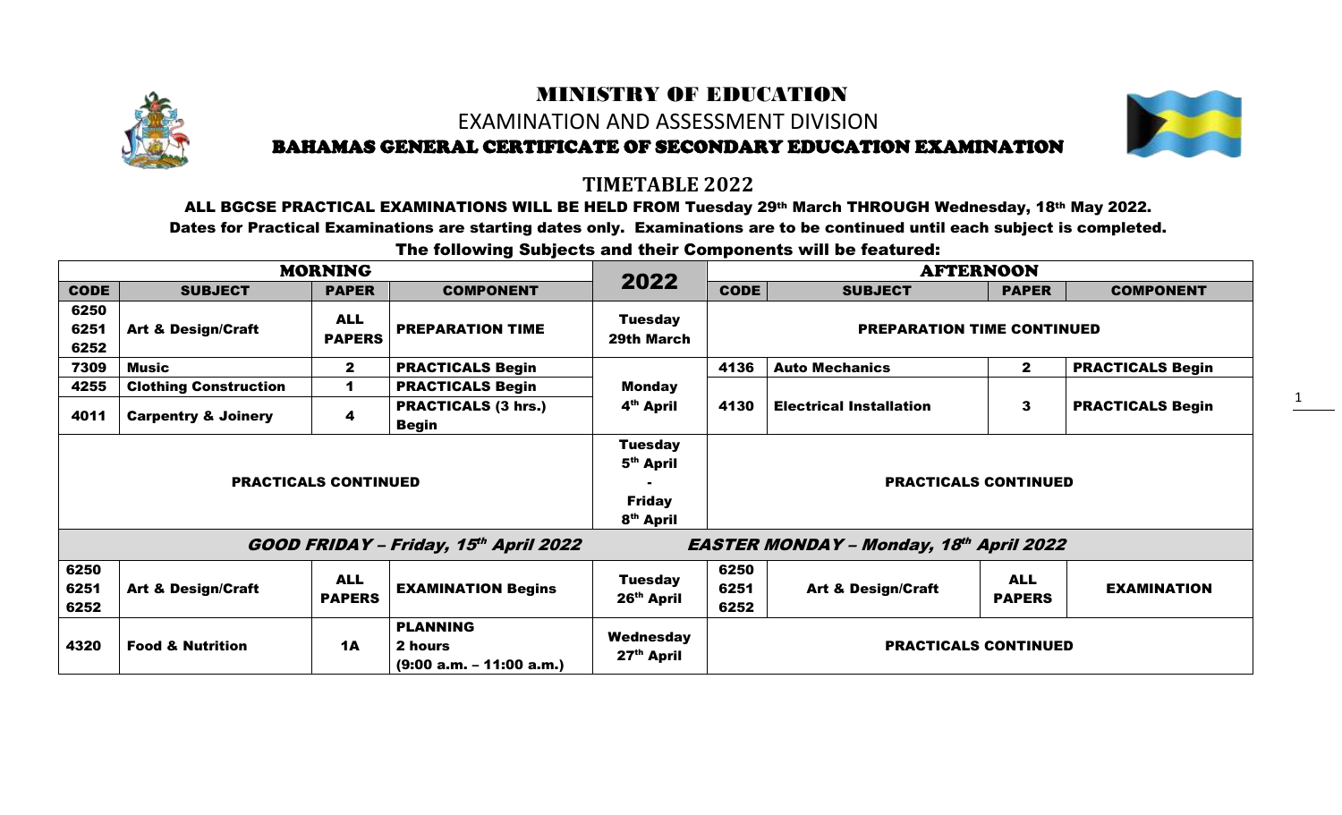# MINISTRY OF EDUCATION

## EXAMINATION AND ASSESSMENT DIVISION

### BAHAMAS GENERAL CERTIFICATE OF SECONDARY EDUCATION EXAMINATION

## TIMETABLE 2022

**ALL BGCSE PRACTICAL EXAMINATIONS WILL BE HELD FROM Tuesday 29th March THROUGH Wednesday, 18th May 2022.**

**Dates for Practical Examinations are starting dates only. Examinations are to be continued until each subject is completed.**

**The following Subjects and their Components will be featured:**

| MORNING | | | | 2022 | AFTERNOON | | | |
|---|---|---|---|---|---|---|---|---|
| **CODE** | **SUBJECT** | **PAPER** | **COMPONENT** | | **CODE** | **SUBJECT** | **PAPER** | **COMPONENT** |
| 6250 6251 6252 | Art & Design/Craft | ALL PAPERS | PREPARATION TIME | Tuesday 29th March | PREPARATION TIME CONTINUED | | | |
| 7309 | Music | 2 | PRACTICALS Begin | Monday 4th April | 4136 | Auto Mechanics | 2 | PRACTICALS Begin |
| 4255 | Clothing Construction | 1 | PRACTICALS Begin | | 4130 | Electrical Installation | 3 | PRACTICALS Begin |
| 4011 | Carpentry & Joinery | 4 | PRACTICALS (3 hrs.) Begin | | | | | |
| PRACTICALS CONTINUED | | | | Tuesday 5th April - Friday 8th April | PRACTICALS CONTINUED | | | |
| *GOOD FRIDAY – Friday, 15th April 2022* | | | | | *EASTER MONDAY – Monday, 18th April 2022* | | | |
| 6250 6251 6252 | Art & Design/Craft | ALL PAPERS | EXAMINATION Begins | Tuesday 26th April | 6250 6251 6252 | Art & Design/Craft | ALL PAPERS | EXAMINATION |
| 4320 | Food & Nutrition | 1A | PLANNING 2 hours (9:00 a.m. – 11:00 a.m.) | Wednesday 27th April | PRACTICALS CONTINUED | | | |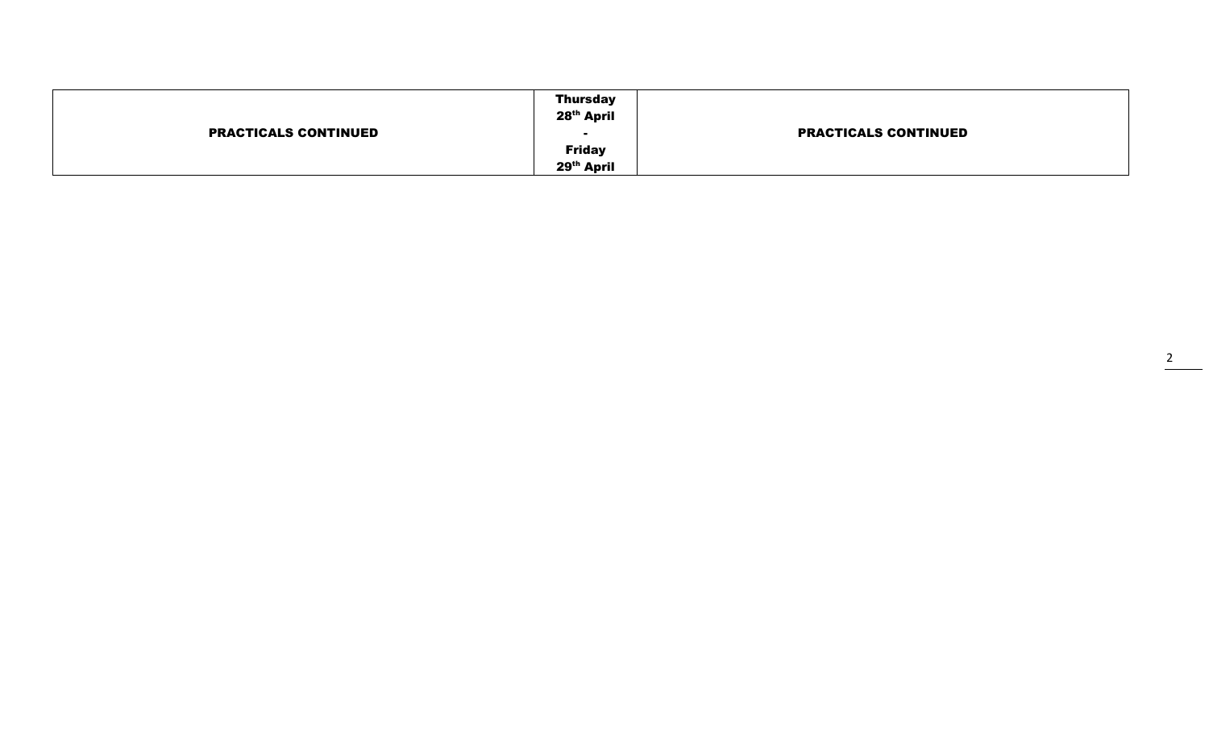| PRACTICALS CONTINUED | Thursday 28th April - Friday 29th April | PRACTICALS CONTINUED |
|---|---|---|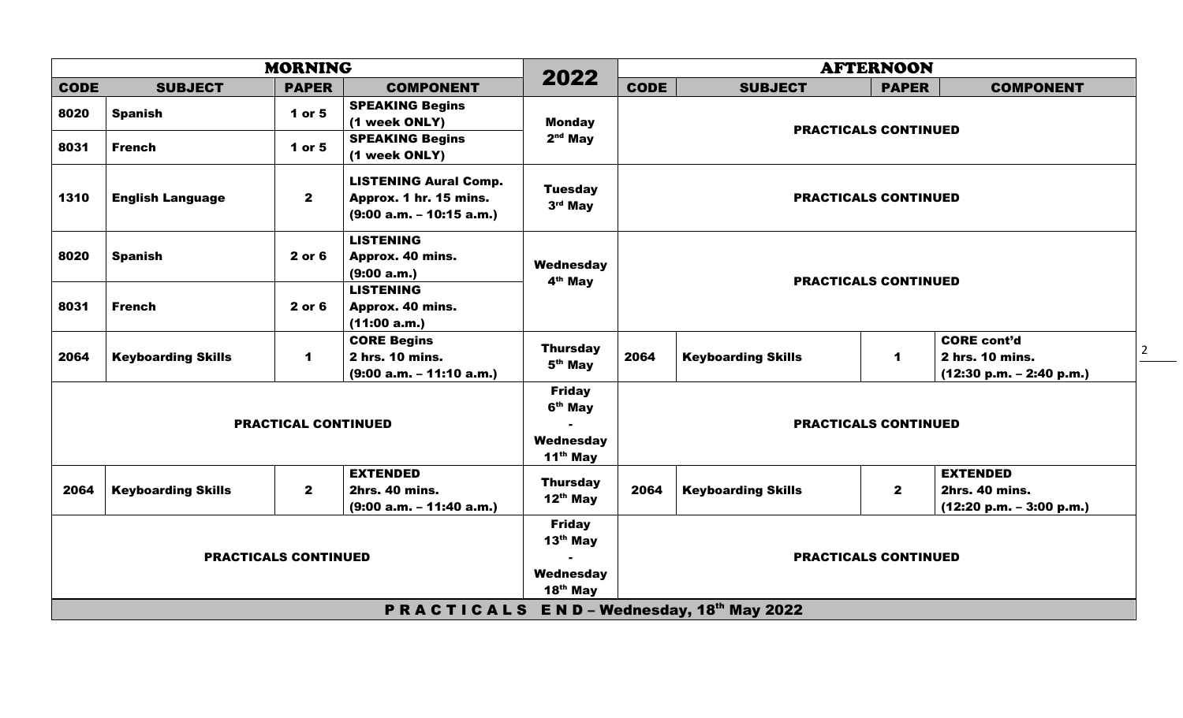| MORNING | | | | 2022 | AFTERNOON | | | |
|---|---|---|---|---|---|---|---|---|
| **CODE** | **SUBJECT** | **PAPER** | **COMPONENT** | | **CODE** | **SUBJECT** | **PAPER** | **COMPONENT** |
| **8020** | **Spanish** | **1 or 5** | **SPEAKING Begins (1 week ONLY)** | **Monday 2nd May** | **PRACTICALS CONTINUED** | | | |
| **8031** | **French** | **1 or 5** | **SPEAKING Begins (1 week ONLY)** | | | | | |
| **1310** | **English Language** | **2** | **LISTENING Aural Comp. Approx. 1 hr. 15 mins. (9:00 a.m. – 10:15 a.m.)** | **Tuesday 3rd May** | **PRACTICALS CONTINUED** | | | |
| **8020** | **Spanish** | **2 or 6** | **LISTENING Approx. 40 mins. (9:00 a.m.)** | **Wednesday 4th May** | **PRACTICALS CONTINUED** | | | |
| **8031** | **French** | **2 or 6** | **LISTENING Approx. 40 mins. (11:00 a.m.)** | | | | | |
| **2064** | **Keyboarding Skills** | **1** | **CORE Begins 2 hrs. 10 mins. (9:00 a.m. – 11:10 a.m.)** | **Thursday 5th May** | **2064** | **Keyboarding Skills** | **1** | **CORE cont'd 2 hrs. 10 mins. (12:30 p.m. – 2:40 p.m.)** |
| **PRACTICAL CONTINUED** | | | | **Friday 6th May - Wednesday 11th May** | **PRACTICALS CONTINUED** | | | |
| **2064** | **Keyboarding Skills** | **2** | **EXTENDED 2hrs. 40 mins. (9:00 a.m. – 11:40 a.m.)** | **Thursday 12th May** | **2064** | **Keyboarding Skills** | **2** | **EXTENDED 2hrs. 40 mins. (12:20 p.m. – 3:00 p.m.)** |
| **PRACTICALS CONTINUED** | | | | **Friday 13th May - Wednesday 18th May** | **PRACTICALS CONTINUED** | | | |
| **P R A C T I C A L S E N D – Wednesday, 18th May 2022** | | | | | | | | |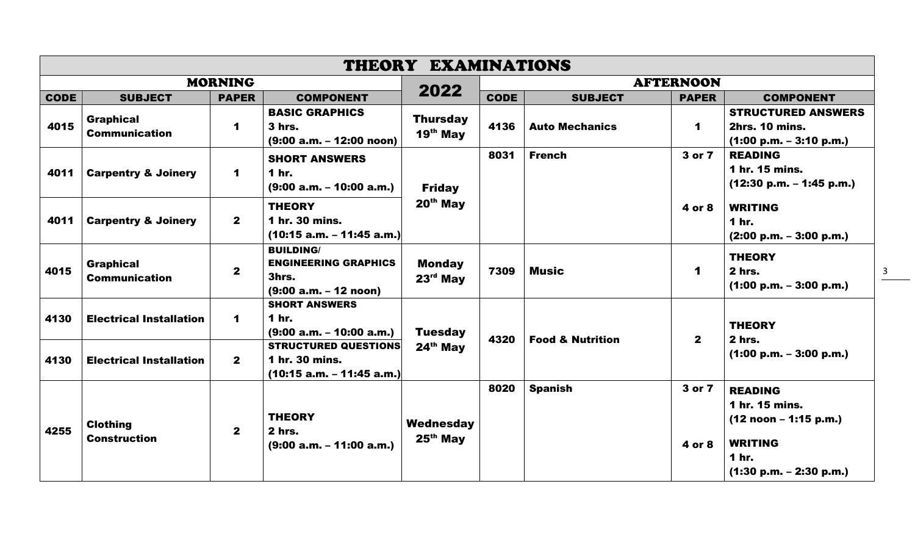# THEORY EXAMINATIONS

| MORNING | | | | 2022 | AFTERNOON | | | |
|---|---|---|---|---|---|---|---|---|
| **CODE** | **SUBJECT** | **PAPER** | **COMPONENT** | | **CODE** | **SUBJECT** | **PAPER** | **COMPONENT** |
| 4015 | Graphical Communication | 1 | BASIC GRAPHICS 3 hrs. (9:00 a.m. – 12:00 noon) | Thursday 19th May | 4136 | Auto Mechanics | 1 | STRUCTURED ANSWERS 2hrs. 10 mins. (1:00 p.m. – 3:10 p.m.) |
| 4011 | Carpentry & Joinery | 1 | SHORT ANSWERS 1 hr. (9:00 a.m. – 10:00 a.m.) | Friday 20th May | 8031 | French | 3 or 7 | READING 1 hr. 15 mins. (12:30 p.m. – 1:45 p.m.) |
| 4011 | Carpentry & Joinery | 2 | THEORY 1 hr. 30 mins. (10:15 a.m. – 11:45 a.m.) | | | | 4 or 8 | WRITING 1 hr. (2:00 p.m. – 3:00 p.m.) |
| 4015 | Graphical Communication | 2 | BUILDING/ ENGINEERING GRAPHICS 3hrs. (9:00 a.m. – 12 noon) | Monday 23rd May | 7309 | Music | 1 | THEORY 2 hrs. (1:00 p.m. – 3:00 p.m.) |
| 4130 | Electrical Installation | 1 | SHORT ANSWERS 1 hr. (9:00 a.m. – 10:00 a.m.) | Tuesday 24th May | 4320 | Food & Nutrition | 2 | THEORY 2 hrs. (1:00 p.m. – 3:00 p.m.) |
| 4130 | Electrical Installation | 2 | STRUCTURED QUESTIONS 1 hr. 30 mins. (10:15 a.m. – 11:45 a.m.) | | | | | |
| 4255 | Clothing Construction | 2 | THEORY 2 hrs. (9:00 a.m. – 11:00 a.m.) | Wednesday 25th May | 8020 | Spanish | 3 or 7 | READING 1 hr. 15 mins. (12 noon – 1:15 p.m.) |
| | | | | | | | 4 or 8 | WRITING 1 hr. (1:30 p.m. – 2:30 p.m.) |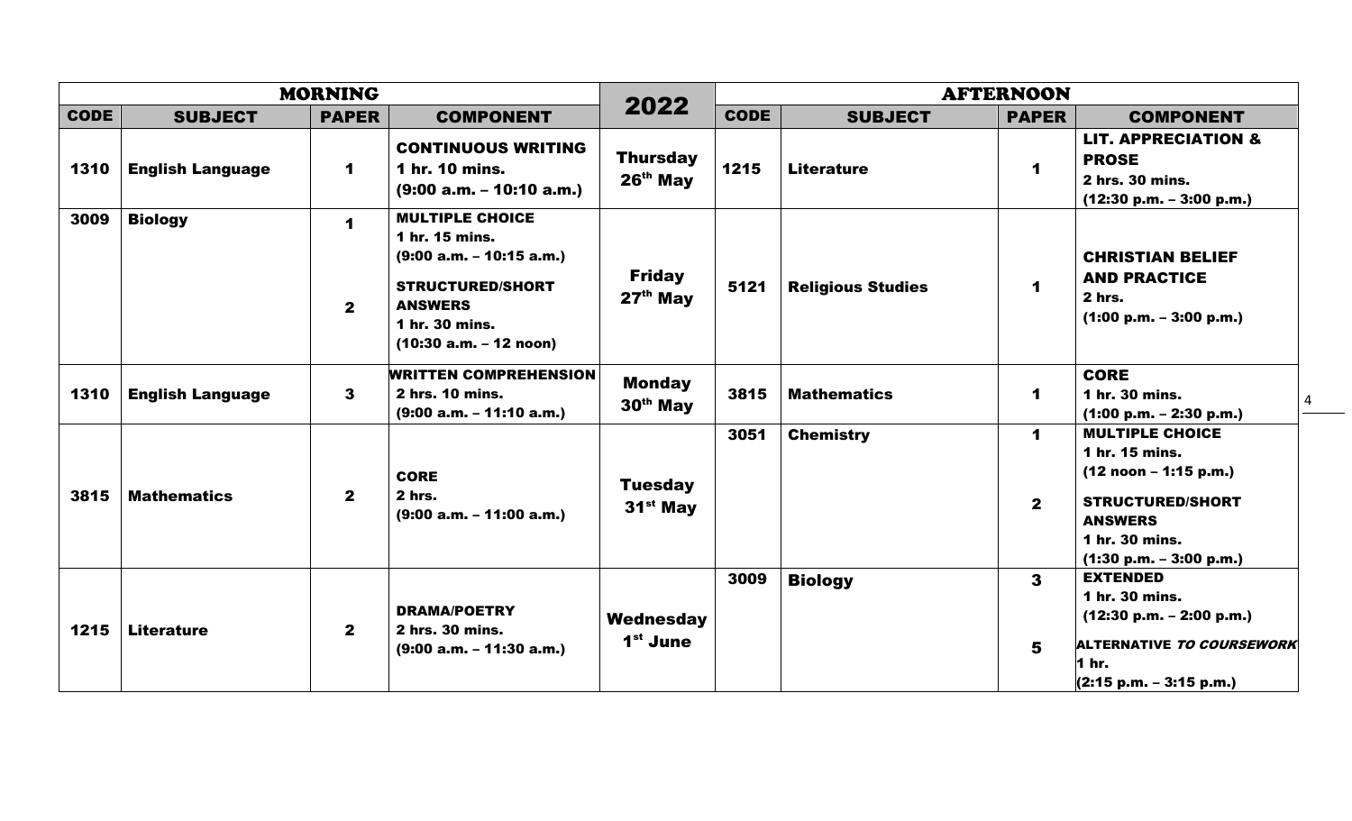| MORNING | | | | 2022 | AFTERNOON | | | |
|---|---|---|---|---|---|---|---|---|
| **CODE** | **SUBJECT** | **PAPER** | **COMPONENT** | | **CODE** | **SUBJECT** | **PAPER** | **COMPONENT** |
| 1310 | English Language | 1 | **CONTINUOUS WRITING** 1 hr. 10 mins. (9:00 a.m. – 10:10 a.m.) | **Thursday 26th May** | 1215 | Literature | 1 | **LIT. APPRECIATION & PROSE** 2 hrs. 30 mins. (12:30 p.m. – 3:00 p.m.) |
| 3009 | Biology | 1<br><br>2 | **MULTIPLE CHOICE** 1 hr. 15 mins. (9:00 a.m. – 10:15 a.m.)<br><br>**STRUCTURED/SHORT ANSWERS** 1 hr. 30 mins. (10:30 a.m. – 12 noon) | **Friday 27th May** | 5121 | Religious Studies | 1 | **CHRISTIAN BELIEF AND PRACTICE** 2 hrs. (1:00 p.m. – 3:00 p.m.) |
| 1310 | English Language | 3 | **WRITTEN COMPREHENSION** 2 hrs. 10 mins. (9:00 a.m. – 11:10 a.m.) | **Monday 30th May** | 3815 | Mathematics | 1 | **CORE** 1 hr. 30 mins. (1:00 p.m. – 2:30 p.m.) |
| 3815 | Mathematics | 2 | **CORE** 2 hrs. (9:00 a.m. – 11:00 a.m.) | **Tuesday 31st May** | 3051 | Chemistry | 1<br><br>2 | **MULTIPLE CHOICE** 1 hr. 15 mins. (12 noon – 1:15 p.m.)<br><br>**STRUCTURED/SHORT ANSWERS** 1 hr. 30 mins. (1:30 p.m. – 3:00 p.m.) |
| 1215 | Literature | 2 | **DRAMA/POETRY** 2 hrs. 30 mins. (9:00 a.m. – 11:30 a.m.) | **Wednesday 1st June** | 3009 | Biology | 3<br><br>5 | **EXTENDED** 1 hr. 30 mins. (12:30 p.m. – 2:00 p.m.)<br><br>**ALTERNATIVE *TO COURSEWORK*** 1 hr. (2:15 p.m. – 3:15 p.m.) |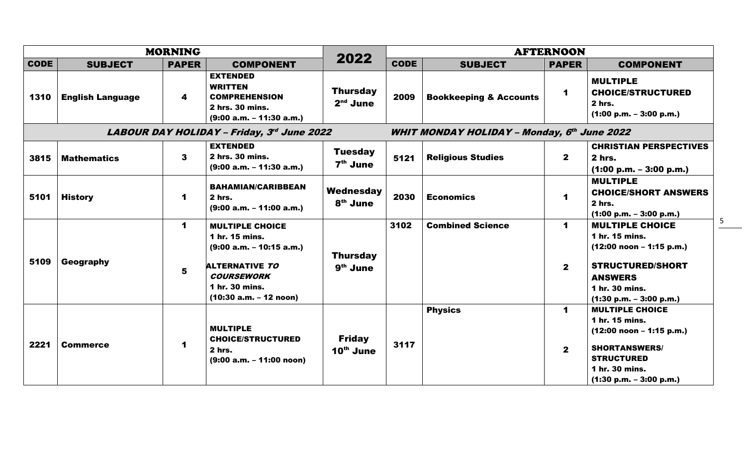| MORNING | | | | 2022 | AFTERNOON | | | |
|---|---|---|---|---|---|---|---|---|
| **CODE** | **SUBJECT** | **PAPER** | **COMPONENT** | | **CODE** | **SUBJECT** | **PAPER** | **COMPONENT** |
| **1310** | **English Language** | **4** | **EXTENDED WRITTEN COMPREHENSION** 2 hrs. 30 mins. (9:00 a.m. – 11:30 a.m.) | **Thursday 2nd June** | **2009** | **Bookkeeping & Accounts** | **1** | **MULTIPLE CHOICE/STRUCTURED** 2 hrs. (1:00 p.m. – 3:00 p.m.) |
| ***LABOUR DAY HOLIDAY – Friday, 3rd June 2022*** | | | | | ***WHIT MONDAY HOLIDAY – Monday, 6th June 2022*** | | | |
| **3815** | **Mathematics** | **3** | **EXTENDED** 2 hrs. 30 mins. (9:00 a.m. – 11:30 a.m.) | **Tuesday 7th June** | **5121** | **Religious Studies** | **2** | **CHRISTIAN PERSPECTIVES** 2 hrs. (1:00 p.m. – 3:00 p.m.) |
| **5101** | **History** | **1** | **BAHAMIAN/CARIBBEAN** 2 hrs. (9:00 a.m. – 11:00 a.m.) | **Wednesday 8th June** | **2030** | **Economics** | **1** | **MULTIPLE CHOICE/SHORT ANSWERS** 2 hrs. (1:00 p.m. – 3:00 p.m.) |
| **5109** | **Geography** | **1** | **MULTIPLE CHOICE** 1 hr. 15 mins. (9:00 a.m. – 10:15 a.m.) | **Thursday 9th June** | **3102** | **Combined Science** | **1** | **MULTIPLE CHOICE** 1 hr. 15 mins. (12:00 noon – 1:15 p.m.) |
| | | **5** | **ALTERNATIVE *TO COURSEWORK*** 1 hr. 30 mins. (10:30 a.m. – 12 noon) | | | | **2** | **STRUCTURED/SHORT ANSWERS** 1 hr. 30 mins. (1:30 p.m. – 3:00 p.m.) |
| **2221** | **Commerce** | **1** | **MULTIPLE CHOICE/STRUCTURED** 2 hrs. (9:00 a.m. – 11:00 noon) | **Friday 10th June** | **3117** | **Physics** | **1** | **MULTIPLE CHOICE** 1 hr. 15 mins. (12:00 noon – 1:15 p.m.) |
| | | | | | | | **2** | **SHORTANSWERS/ STRUCTURED** 1 hr. 30 mins. (1:30 p.m. – 3:00 p.m.) |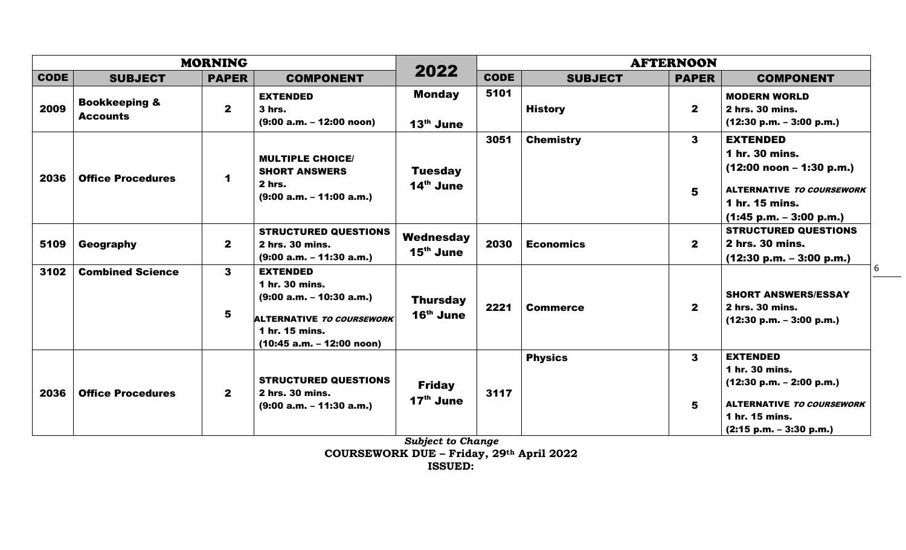| MORNING | | | | 2022 | AFTERNOON | | | |
|---|---|---|---|---|---|---|---|---|
| **CODE** | **SUBJECT** | **PAPER** | **COMPONENT** | | **CODE** | **SUBJECT** | **PAPER** | **COMPONENT** |
| **2009** | **Bookkeeping & Accounts** | **2** | **EXTENDED** 3 hrs. (9:00 a.m. – 12:00 noon) | **Monday** 13th June | **5101** | **History** | **2** | **MODERN WORLD** 2 hrs. 30 mins. (12:30 p.m. – 3:00 p.m.) |
| **2036** | **Office Procedures** | **1** | **MULTIPLE CHOICE/ SHORT ANSWERS** 2 hrs. (9:00 a.m. – 11:00 a.m.) | **Tuesday** 14th June | **3051** | **Chemistry** | **3** <br> **5** | **EXTENDED** 1 hr. 30 mins. (12:00 noon – 1:30 p.m.) <br> **ALTERNATIVE *TO COURSEWORK*** 1 hr. 15 mins. (1:45 p.m. – 3:00 p.m.) |
| **5109** | **Geography** | **2** | **STRUCTURED QUESTIONS** 2 hrs. 30 mins. (9:00 a.m. – 11:30 a.m.) | **Wednesday** 15th June | **2030** | **Economics** | **2** | **STRUCTURED QUESTIONS** 2 hrs. 30 mins. (12:30 p.m. – 3:00 p.m.) |
| **3102** | **Combined Science** | **3** <br> **5** | **EXTENDED** 1 hr. 30 mins. (9:00 a.m. – 10:30 a.m.) <br> **ALTERNATIVE *TO COURSEWORK*** 1 hr. 15 mins. (10:45 a.m. – 12:00 noon) | **Thursday** 16th June | **2221** | **Commerce** | **2** | **SHORT ANSWERS/ESSAY** 2 hrs. 30 mins. (12:30 p.m. – 3:00 p.m.) |
| **2036** | **Office Procedures** | **2** | **STRUCTURED QUESTIONS** 2 hrs. 30 mins. (9:00 a.m. – 11:30 a.m.) | **Friday** 17th June | **3117** | **Physics** | **3** <br> **5** | **EXTENDED** 1 hr. 30 mins. (12:30 p.m. – 2:00 p.m.) <br> **ALTERNATIVE *TO COURSEWORK*** 1 hr. 15 mins. (2:15 p.m. – 3:30 p.m.) |

***Subject to Change***

**COURSEWORK DUE – Friday, 29th April 2022**

**ISSUED:**